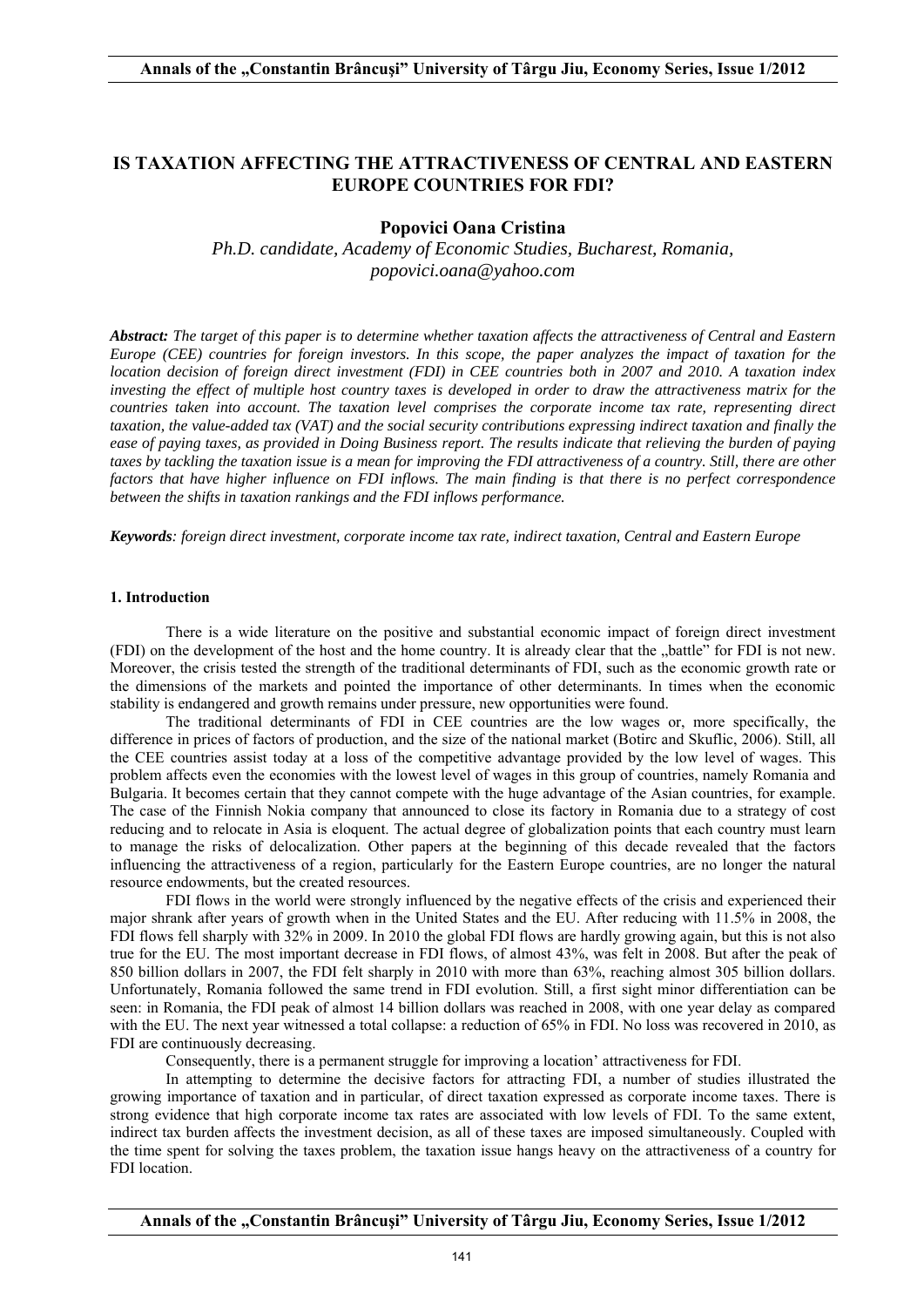# IS TAXATION AFFECTING THE ATTRACTIVENESS OF CENTRAL AND EASTERN EUROPE COUNTRIES FOR FDI?

**Popovici Oana Cristina**

*Ph.D. candidate, Academy of Economic Studies, Bucharest, Romania, popovici.oana@yahoo.com*

***Abstract:*** *The target of this paper is to determine whether taxation affects the attractiveness of Central and Eastern Europe (CEE) countries for foreign investors. In this scope, the paper analyzes the impact of taxation for the location decision of foreign direct investment (FDI) in CEE countries both in 2007 and 2010. A taxation index investing the effect of multiple host country taxes is developed in order to draw the attractiveness matrix for the countries taken into account. The taxation level comprises the corporate income tax rate, representing direct taxation, the value-added tax (VAT) and the social security contributions expressing indirect taxation and finally the ease of paying taxes, as provided in Doing Business report. The results indicate that relieving the burden of paying taxes by tackling the taxation issue is a mean for improving the FDI attractiveness of a country. Still, there are other factors that have higher influence on FDI inflows. The main finding is that there is no perfect correspondence between the shifts in taxation rankings and the FDI inflows performance.*

***Keywords****: foreign direct investment, corporate income tax rate, indirect taxation, Central and Eastern Europe*

## 1. Introduction

There is a wide literature on the positive and substantial economic impact of foreign direct investment (FDI) on the development of the host and the home country. It is already clear that the „battle" for FDI is not new. Moreover, the crisis tested the strength of the traditional determinants of FDI, such as the economic growth rate or the dimensions of the markets and pointed the importance of other determinants. In times when the economic stability is endangered and growth remains under pressure, new opportunities were found.

The traditional determinants of FDI in CEE countries are the low wages or, more specifically, the difference in prices of factors of production, and the size of the national market (Botirc and Skuflic, 2006). Still, all the CEE countries assist today at a loss of the competitive advantage provided by the low level of wages. This problem affects even the economies with the lowest level of wages in this group of countries, namely Romania and Bulgaria. It becomes certain that they cannot compete with the huge advantage of the Asian countries, for example. The case of the Finnish Nokia company that announced to close its factory in Romania due to a strategy of cost reducing and to relocate in Asia is eloquent. The actual degree of globalization points that each country must learn to manage the risks of delocalization. Other papers at the beginning of this decade revealed that the factors influencing the attractiveness of a region, particularly for the Eastern Europe countries, are no longer the natural resource endowments, but the created resources.

FDI flows in the world were strongly influenced by the negative effects of the crisis and experienced their major shrank after years of growth when in the United States and the EU. After reducing with 11.5% in 2008, the FDI flows fell sharply with 32% in 2009. In 2010 the global FDI flows are hardly growing again, but this is not also true for the EU. The most important decrease in FDI flows, of almost 43%, was felt in 2008. But after the peak of 850 billion dollars in 2007, the FDI felt sharply in 2010 with more than 63%, reaching almost 305 billion dollars. Unfortunately, Romania followed the same trend in FDI evolution. Still, a first sight minor differentiation can be seen: in Romania, the FDI peak of almost 14 billion dollars was reached in 2008, with one year delay as compared with the EU. The next year witnessed a total collapse: a reduction of 65% in FDI. No loss was recovered in 2010, as FDI are continuously decreasing.

Consequently, there is a permanent struggle for improving a location' attractiveness for FDI.

In attempting to determine the decisive factors for attracting FDI, a number of studies illustrated the growing importance of taxation and in particular, of direct taxation expressed as corporate income taxes. There is strong evidence that high corporate income tax rates are associated with low levels of FDI. To the same extent, indirect tax burden affects the investment decision, as all of these taxes are imposed simultaneously. Coupled with the time spent for solving the taxes problem, the taxation issue hangs heavy on the attractiveness of a country for FDI location.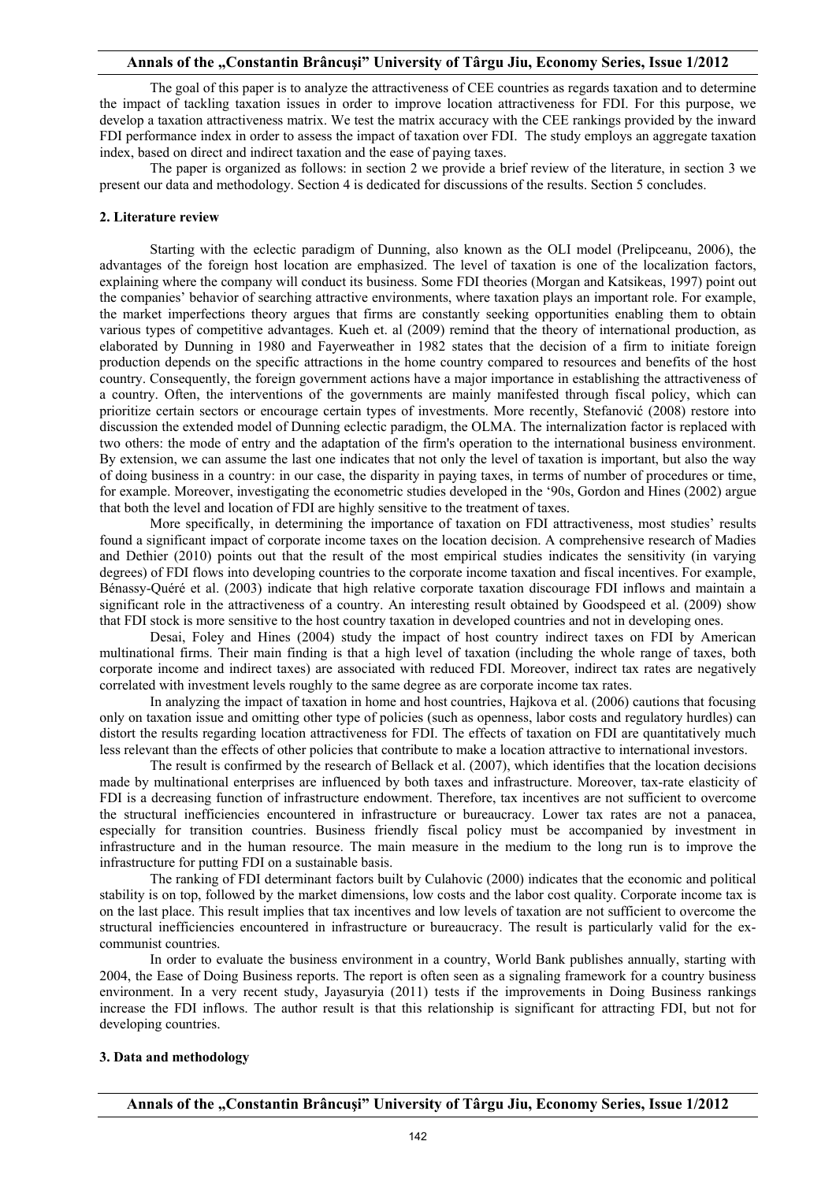The goal of this paper is to analyze the attractiveness of CEE countries as regards taxation and to determine the impact of tackling taxation issues in order to improve location attractiveness for FDI. For this purpose, we develop a taxation attractiveness matrix. We test the matrix accuracy with the CEE rankings provided by the inward FDI performance index in order to assess the impact of taxation over FDI. The study employs an aggregate taxation index, based on direct and indirect taxation and the ease of paying taxes.

The paper is organized as follows: in section 2 we provide a brief review of the literature, in section 3 we present our data and methodology. Section 4 is dedicated for discussions of the results. Section 5 concludes.

## 2. Literature review

Starting with the eclectic paradigm of Dunning, also known as the OLI model (Prelipceanu, 2006), the advantages of the foreign host location are emphasized. The level of taxation is one of the localization factors, explaining where the company will conduct its business. Some FDI theories (Morgan and Katsikeas, 1997) point out the companies' behavior of searching attractive environments, where taxation plays an important role. For example, the market imperfections theory argues that firms are constantly seeking opportunities enabling them to obtain various types of competitive advantages. Kueh et. al (2009) remind that the theory of international production, as elaborated by Dunning in 1980 and Fayerweather in 1982 states that the decision of a firm to initiate foreign production depends on the specific attractions in the home country compared to resources and benefits of the host country. Consequently, the foreign government actions have a major importance in establishing the attractiveness of a country. Often, the interventions of the governments are mainly manifested through fiscal policy, which can prioritize certain sectors or encourage certain types of investments. More recently, Stefanović (2008) restore into discussion the extended model of Dunning eclectic paradigm, the OLMA. The internalization factor is replaced with two others: the mode of entry and the adaptation of the firm's operation to the international business environment. By extension, we can assume the last one indicates that not only the level of taxation is important, but also the way of doing business in a country: in our case, the disparity in paying taxes, in terms of number of procedures or time, for example. Moreover, investigating the econometric studies developed in the '90s, Gordon and Hines (2002) argue that both the level and location of FDI are highly sensitive to the treatment of taxes.

More specifically, in determining the importance of taxation on FDI attractiveness, most studies' results found a significant impact of corporate income taxes on the location decision. A comprehensive research of Madies and Dethier (2010) points out that the result of the most empirical studies indicates the sensitivity (in varying degrees) of FDI flows into developing countries to the corporate income taxation and fiscal incentives. For example, Bénassy-Quéré et al. (2003) indicate that high relative corporate taxation discourage FDI inflows and maintain a significant role in the attractiveness of a country. An interesting result obtained by Goodspeed et al. (2009) show that FDI stock is more sensitive to the host country taxation in developed countries and not in developing ones.

Desai, Foley and Hines (2004) study the impact of host country indirect taxes on FDI by American multinational firms. Their main finding is that a high level of taxation (including the whole range of taxes, both corporate income and indirect taxes) are associated with reduced FDI. Moreover, indirect tax rates are negatively correlated with investment levels roughly to the same degree as are corporate income tax rates.

In analyzing the impact of taxation in home and host countries, Hajkova et al. (2006) cautions that focusing only on taxation issue and omitting other type of policies (such as openness, labor costs and regulatory hurdles) can distort the results regarding location attractiveness for FDI. The effects of taxation on FDI are quantitatively much less relevant than the effects of other policies that contribute to make a location attractive to international investors.

The result is confirmed by the research of Bellack et al. (2007), which identifies that the location decisions made by multinational enterprises are influenced by both taxes and infrastructure. Moreover, tax-rate elasticity of FDI is a decreasing function of infrastructure endowment. Therefore, tax incentives are not sufficient to overcome the structural inefficiencies encountered in infrastructure or bureaucracy. Lower tax rates are not a panacea, especially for transition countries. Business friendly fiscal policy must be accompanied by investment in infrastructure and in the human resource. The main measure in the medium to the long run is to improve the infrastructure for putting FDI on a sustainable basis.

The ranking of FDI determinant factors built by Culahovic (2000) indicates that the economic and political stability is on top, followed by the market dimensions, low costs and the labor cost quality. Corporate income tax is on the last place. This result implies that tax incentives and low levels of taxation are not sufficient to overcome the structural inefficiencies encountered in infrastructure or bureaucracy. The result is particularly valid for the ex-communist countries.

In order to evaluate the business environment in a country, World Bank publishes annually, starting with 2004, the Ease of Doing Business reports. The report is often seen as a signaling framework for a country business environment. In a very recent study, Jayasuryia (2011) tests if the improvements in Doing Business rankings increase the FDI inflows. The author result is that this relationship is significant for attracting FDI, but not for developing countries.

## 3. Data and methodology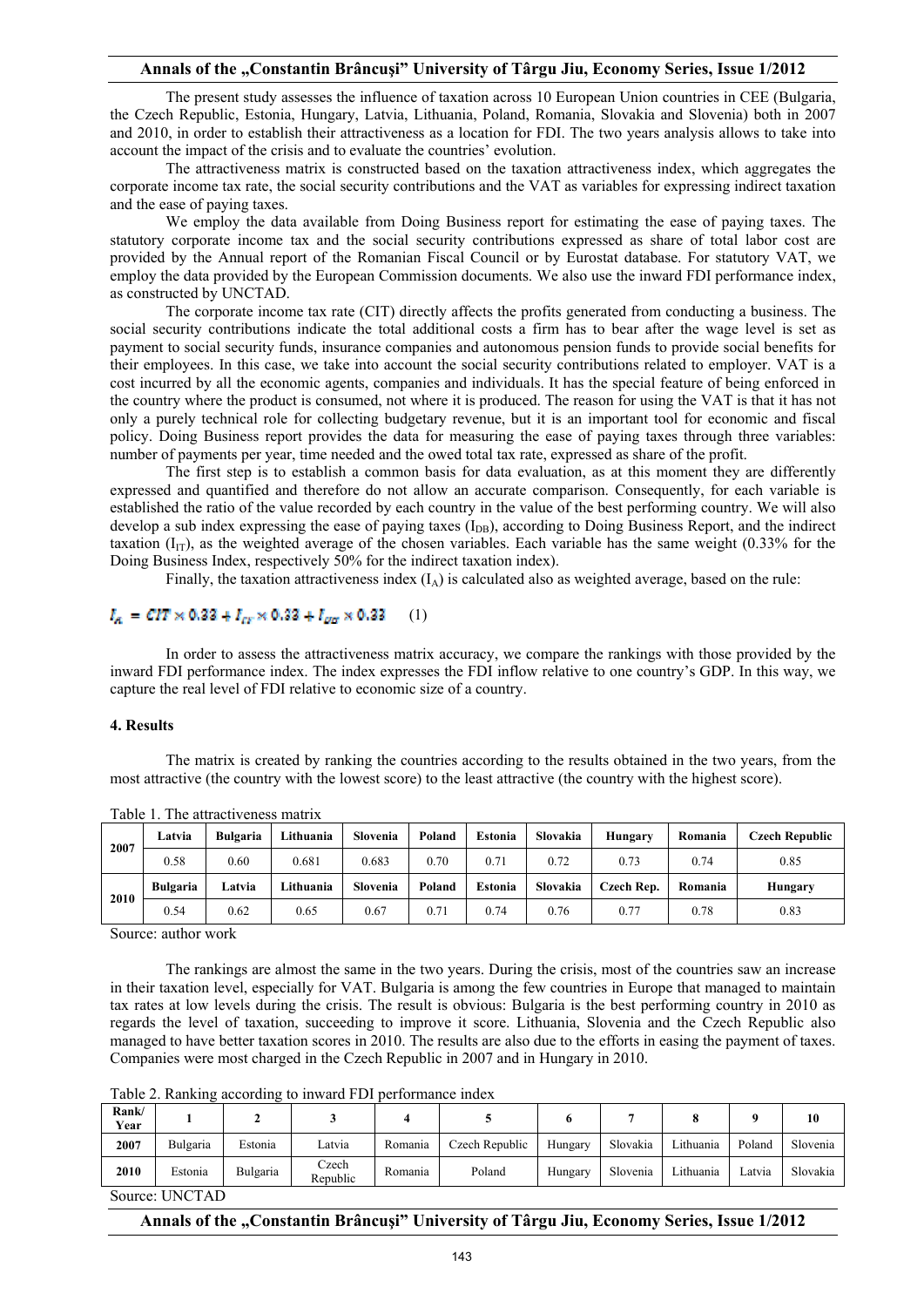The present study assesses the influence of taxation across 10 European Union countries in CEE (Bulgaria, the Czech Republic, Estonia, Hungary, Latvia, Lithuania, Poland, Romania, Slovakia and Slovenia) both in 2007 and 2010, in order to establish their attractiveness as a location for FDI. The two years analysis allows to take into account the impact of the crisis and to evaluate the countries' evolution.

The attractiveness matrix is constructed based on the taxation attractiveness index, which aggregates the corporate income tax rate, the social security contributions and the VAT as variables for expressing indirect taxation and the ease of paying taxes.

We employ the data available from Doing Business report for estimating the ease of paying taxes. The statutory corporate income tax and the social security contributions expressed as share of total labor cost are provided by the Annual report of the Romanian Fiscal Council or by Eurostat database. For statutory VAT, we employ the data provided by the European Commission documents. We also use the inward FDI performance index, as constructed by UNCTAD.

The corporate income tax rate (CIT) directly affects the profits generated from conducting a business. The social security contributions indicate the total additional costs a firm has to bear after the wage level is set as payment to social security funds, insurance companies and autonomous pension funds to provide social benefits for their employees. In this case, we take into account the social security contributions related to employer. VAT is a cost incurred by all the economic agents, companies and individuals. It has the special feature of being enforced in the country where the product is consumed, not where it is produced. The reason for using the VAT is that it has not only a purely technical role for collecting budgetary revenue, but it is an important tool for economic and fiscal policy. Doing Business report provides the data for measuring the ease of paying taxes through three variables: number of payments per year, time needed and the owed total tax rate, expressed as share of the profit.

The first step is to establish a common basis for data evaluation, as at this moment they are differently expressed and quantified and therefore do not allow an accurate comparison. Consequently, for each variable is established the ratio of the value recorded by each country in the value of the best performing country. We will also develop a sub index expressing the ease of paying taxes ($I_{DB}$), according to Doing Business Report, and the indirect taxation ($I_{IT}$), as the weighted average of the chosen variables. Each variable has the same weight (0.33% for the Doing Business Index, respectively 50% for the indirect taxation index).

Finally, the taxation attractiveness index ($I_A$) is calculated also as weighted average, based on the rule:

$$I_A = CIT \times 0.33 + I_{IT} \times 0.33 + I_{DB} \times 0.33 \qquad (1)$$

In order to assess the attractiveness matrix accuracy, we compare the rankings with those provided by the inward FDI performance index. The index expresses the FDI inflow relative to one country's GDP. In this way, we capture the real level of FDI relative to economic size of a country.

## 4. Results

The matrix is created by ranking the countries according to the results obtained in the two years, from the most attractive (the country with the lowest score) to the least attractive (the country with the highest score).

Table 1. The attractiveness matrix

| | | | | | | | | | | |
|---|---|---|---|---|---|---|---|---|---|---|
| 2007 | **Latvia** | **Bulgaria** | **Lithuania** | **Slovenia** | **Poland** | **Estonia** | **Slovakia** | **Hungary** | **Romania** | **Czech Republic** |
| | 0.58 | 0.60 | 0.681 | 0.683 | 0.70 | 0.71 | 0.72 | 0.73 | 0.74 | 0.85 |
| 2010 | **Bulgaria** | **Latvia** | **Lithuania** | **Slovenia** | **Poland** | **Estonia** | **Slovakia** | **Czech Rep.** | **Romania** | **Hungary** |
| | 0.54 | 0.62 | 0.65 | 0.67 | 0.71 | 0.74 | 0.76 | 0.77 | 0.78 | 0.83 |

Source: author work

The rankings are almost the same in the two years. During the crisis, most of the countries saw an increase in their taxation level, especially for VAT. Bulgaria is among the few countries in Europe that managed to maintain tax rates at low levels during the crisis. The result is obvious: Bulgaria is the best performing country in 2010 as regards the level of taxation, succeeding to improve it score. Lithuania, Slovenia and the Czech Republic also managed to have better taxation scores in 2010. The results are also due to the efforts in easing the payment of taxes. Companies were most charged in the Czech Republic in 2007 and in Hungary in 2010.

Table 2. Ranking according to inward FDI performance index

| Rank/ Year | 1 | 2 | 3 | 4 | 5 | 6 | 7 | 8 | 9 | 10 |
|---|---|---|---|---|---|---|---|---|---|---|
| 2007 | Bulgaria | Estonia | Latvia | Romania | Czech Republic | Hungary | Slovakia | Lithuania | Poland | Slovenia |
| 2010 | Estonia | Bulgaria | Czech Republic | Romania | Poland | Hungary | Slovenia | Lithuania | Latvia | Slovakia |

Source: UNCTAD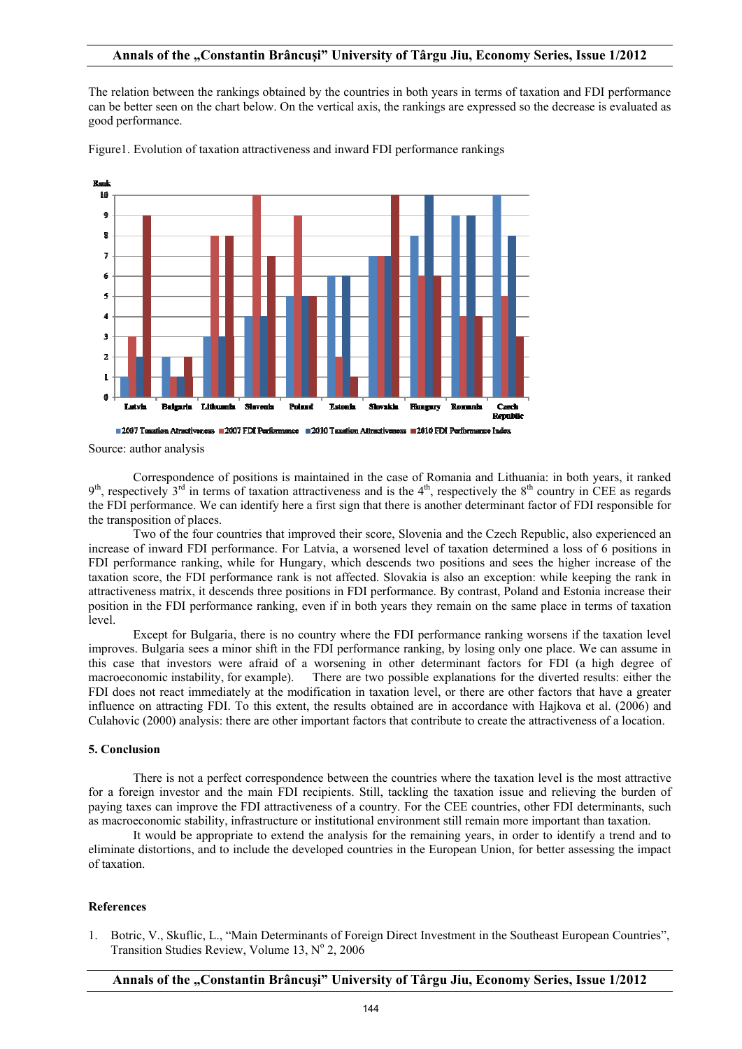The relation between the rankings obtained by the countries in both years in terms of taxation and FDI performance can be better seen on the chart below. On the vertical axis, the rankings are expressed so the decrease is evaluated as good performance.

Figure1. Evolution of taxation attractiveness and inward FDI performance rankings

Source: author analysis

Correspondence of positions is maintained in the case of Romania and Lithuania: in both years, it ranked 9th, respectively 3rd in terms of taxation attractiveness and is the 4th, respectively the 8th country in CEE as regards the FDI performance. We can identify here a first sign that there is another determinant factor of FDI responsible for the transposition of places.

Two of the four countries that improved their score, Slovenia and the Czech Republic, also experienced an increase of inward FDI performance. For Latvia, a worsened level of taxation determined a loss of 6 positions in FDI performance ranking, while for Hungary, which descends two positions and sees the higher increase of the taxation score, the FDI performance rank is not affected. Slovakia is also an exception: while keeping the rank in attractiveness matrix, it descends three positions in FDI performance. By contrast, Poland and Estonia increase their position in the FDI performance ranking, even if in both years they remain on the same place in terms of taxation level.

Except for Bulgaria, there is no country where the FDI performance ranking worsens if the taxation level improves. Bulgaria sees a minor shift in the FDI performance ranking, by losing only one place. We can assume in this case that investors were afraid of a worsening in other determinant factors for FDI (a high degree of macroeconomic instability, for example). There are two possible explanations for the diverted results: either the FDI does not react immediately at the modification in taxation level, or there are other factors that have a greater influence on attracting FDI. To this extent, the results obtained are in accordance with Hajkova et al. (2006) and Culahovic (2000) analysis: there are other important factors that contribute to create the attractiveness of a location.

### 5. Conclusion

There is not a perfect correspondence between the countries where the taxation level is the most attractive for a foreign investor and the main FDI recipients. Still, tackling the taxation issue and relieving the burden of paying taxes can improve the FDI attractiveness of a country. For the CEE countries, other FDI determinants, such as macroeconomic stability, infrastructure or institutional environment still remain more important than taxation.

It would be appropriate to extend the analysis for the remaining years, in order to identify a trend and to eliminate distortions, and to include the developed countries in the European Union, for better assessing the impact of taxation.

### References

1. Botric, V., Skuflic, L., "Main Determinants of Foreign Direct Investment in the Southeast European Countries", Transition Studies Review, Volume 13, N° 2, 2006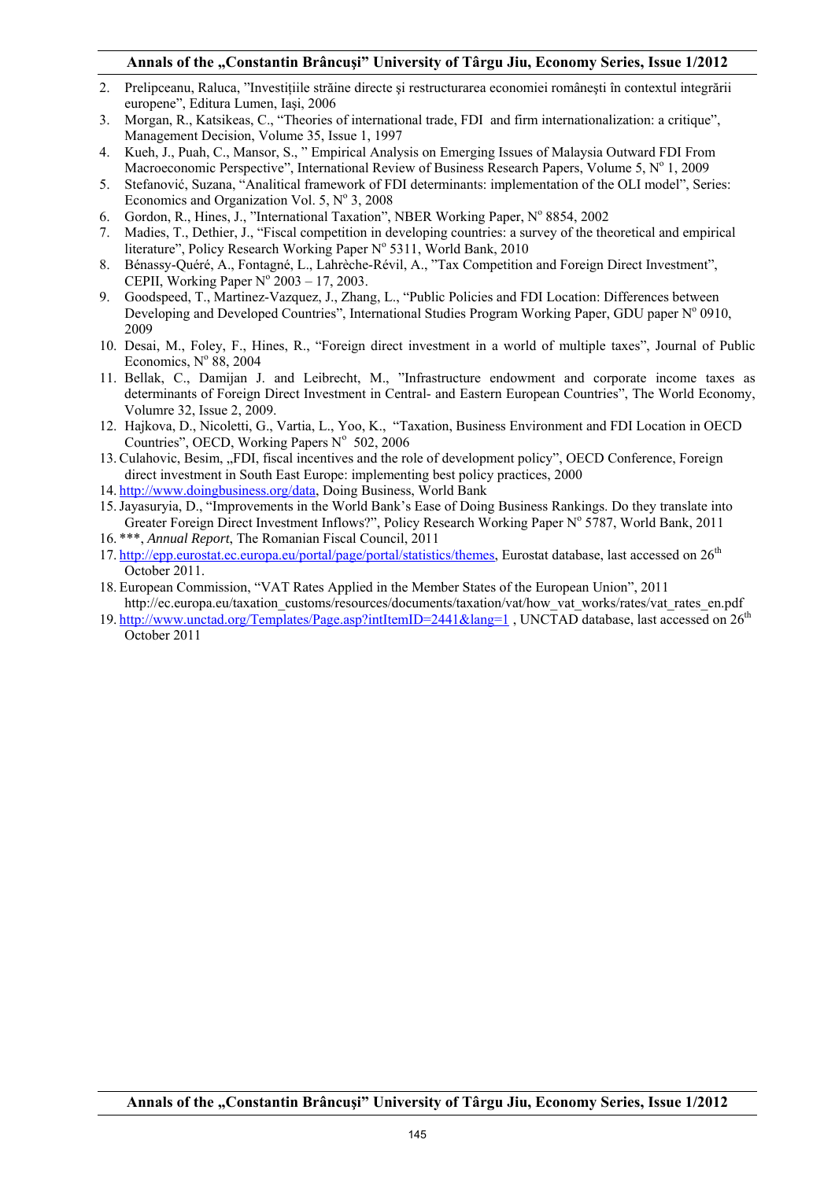2. Prelipceanu, Raluca, "Investițiile străine directe și restructurarea economiei românești în contextul integrării europene", Editura Lumen, Iași, 2006
3. Morgan, R., Katsikeas, C., "Theories of international trade, FDI and firm internationalization: a critique", Management Decision, Volume 35, Issue 1, 1997
4. Kueh, J., Puah, C., Mansor, S., " Empirical Analysis on Emerging Issues of Malaysia Outward FDI From Macroeconomic Perspective", International Review of Business Research Papers, Volume 5, N° 1, 2009
5. Stefanović, Suzana, "Analitical framework of FDI determinants: implementation of the OLI model", Series: Economics and Organization Vol. 5, N° 3, 2008
6. Gordon, R., Hines, J., "International Taxation", NBER Working Paper, N° 8854, 2002
7. Madies, T., Dethier, J., "Fiscal competition in developing countries: a survey of the theoretical and empirical literature", Policy Research Working Paper N° 5311, World Bank, 2010
8. Bénassy-Quéré, A., Fontagné, L., Lahrèche-Révil, A., "Tax Competition and Foreign Direct Investment", CEPII, Working Paper N° 2003 – 17, 2003.
9. Goodspeed, T., Martinez-Vazquez, J., Zhang, L., "Public Policies and FDI Location: Differences between Developing and Developed Countries", International Studies Program Working Paper, GDU paper N° 0910, 2009
10. Desai, M., Foley, F., Hines, R., "Foreign direct investment in a world of multiple taxes", Journal of Public Economics, N° 88, 2004
11. Bellak, C., Damijan J. and Leibrecht, M., "Infrastructure endowment and corporate income taxes as determinants of Foreign Direct Investment in Central- and Eastern European Countries", The World Economy, Volumre 32, Issue 2, 2009.
12. Hajkova, D., Nicoletti, G., Vartia, L., Yoo, K., "Taxation, Business Environment and FDI Location in OECD Countries", OECD, Working Papers N° 502, 2006
13. Culahovic, Besim, „FDI, fiscal incentives and the role of development policy", OECD Conference, Foreign direct investment in South East Europe: implementing best policy practices, 2000
14. http://www.doingbusiness.org/data, Doing Business, World Bank
15. Jayasuryia, D., "Improvements in the World Bank's Ease of Doing Business Rankings. Do they translate into Greater Foreign Direct Investment Inflows?", Policy Research Working Paper N° 5787, World Bank, 2011
16. ***, *Annual Report*, The Romanian Fiscal Council, 2011
17. http://epp.eurostat.ec.europa.eu/portal/page/portal/statistics/themes, Eurostat database, last accessed on 26th October 2011.
18. European Commission, "VAT Rates Applied in the Member States of the European Union", 2011 http://ec.europa.eu/taxation_customs/resources/documents/taxation/vat/how_vat_works/rates/vat_rates_en.pdf
19. http://www.unctad.org/Templates/Page.asp?intItemID=2441&lang=1 , UNCTAD database, last accessed on 26th October 2011